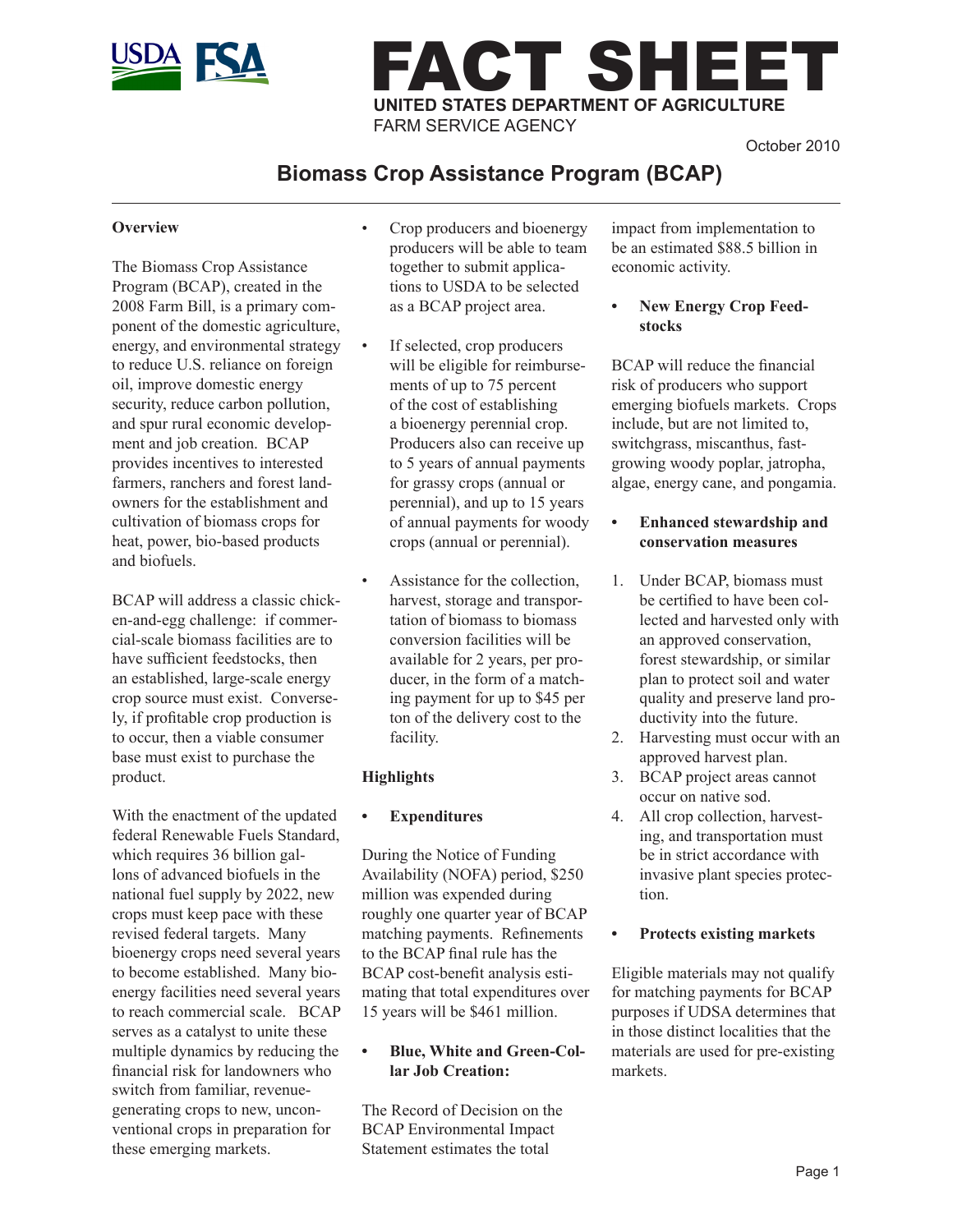# FACT SHEET

**UNITED STATES DEPARTMENT OF AGRICULTURE**
FARM SERVICE AGENCY

October 2010

## Biomass Crop Assistance Program (BCAP)

### Overview

The Biomass Crop Assistance Program (BCAP), created in the 2008 Farm Bill, is a primary component of the domestic agriculture, energy, and environmental strategy to reduce U.S. reliance on foreign oil, improve domestic energy security, reduce carbon pollution, and spur rural economic development and job creation. BCAP provides incentives to interested farmers, ranchers and forest landowners for the establishment and cultivation of biomass crops for heat, power, bio-based products and biofuels.

BCAP will address a classic chicken-and-egg challenge: if commercial-scale biomass facilities are to have sufficient feedstocks, then an established, large-scale energy crop source must exist. Conversely, if profitable crop production is to occur, then a viable consumer base must exist to purchase the product.

With the enactment of the updated federal Renewable Fuels Standard, which requires 36 billion gallons of advanced biofuels in the national fuel supply by 2022, new crops must keep pace with these revised federal targets. Many bioenergy crops need several years to become established. Many bioenergy facilities need several years to reach commercial scale. BCAP serves as a catalyst to unite these multiple dynamics by reducing the financial risk for landowners who switch from familiar, revenue-generating crops to new, unconventional crops in preparation for these emerging markets.

- Crop producers and bioenergy producers will be able to team together to submit applications to USDA to be selected as a BCAP project area.
- If selected, crop producers will be eligible for reimbursements of up to 75 percent of the cost of establishing a bioenergy perennial crop. Producers also can receive up to 5 years of annual payments for grassy crops (annual or perennial), and up to 15 years of annual payments for woody crops (annual or perennial).
- Assistance for the collection, harvest, storage and transportation of biomass to biomass conversion facilities will be available for 2 years, per producer, in the form of a matching payment for up to $45 per ton of the delivery cost to the facility.

### Highlights

- **Expenditures**

During the Notice of Funding Availability (NOFA) period, $250 million was expended during roughly one quarter year of BCAP matching payments. Refinements to the BCAP final rule has the BCAP cost-benefit analysis estimating that total expenditures over 15 years will be $461 million.

- **Blue, White and Green-Collar Job Creation:**

The Record of Decision on the BCAP Environmental Impact Statement estimates the total impact from implementation to be an estimated $88.5 billion in economic activity.

- **New Energy Crop Feedstocks**

BCAP will reduce the financial risk of producers who support emerging biofuels markets. Crops include, but are not limited to, switchgrass, miscanthus, fast-growing woody poplar, jatropha, algae, energy cane, and pongamia.

- **Enhanced stewardship and conservation measures**

1. Under BCAP, biomass must be certified to have been collected and harvested only with an approved conservation, forest stewardship, or similar plan to protect soil and water quality and preserve land productivity into the future.
2. Harvesting must occur with an approved harvest plan.
3. BCAP project areas cannot occur on native sod.
4. All crop collection, harvesting, and transportation must be in strict accordance with invasive plant species protection.

- **Protects existing markets**

Eligible materials may not qualify for matching payments for BCAP purposes if UDSA determines that in those distinct localities that the materials are used for pre-existing markets.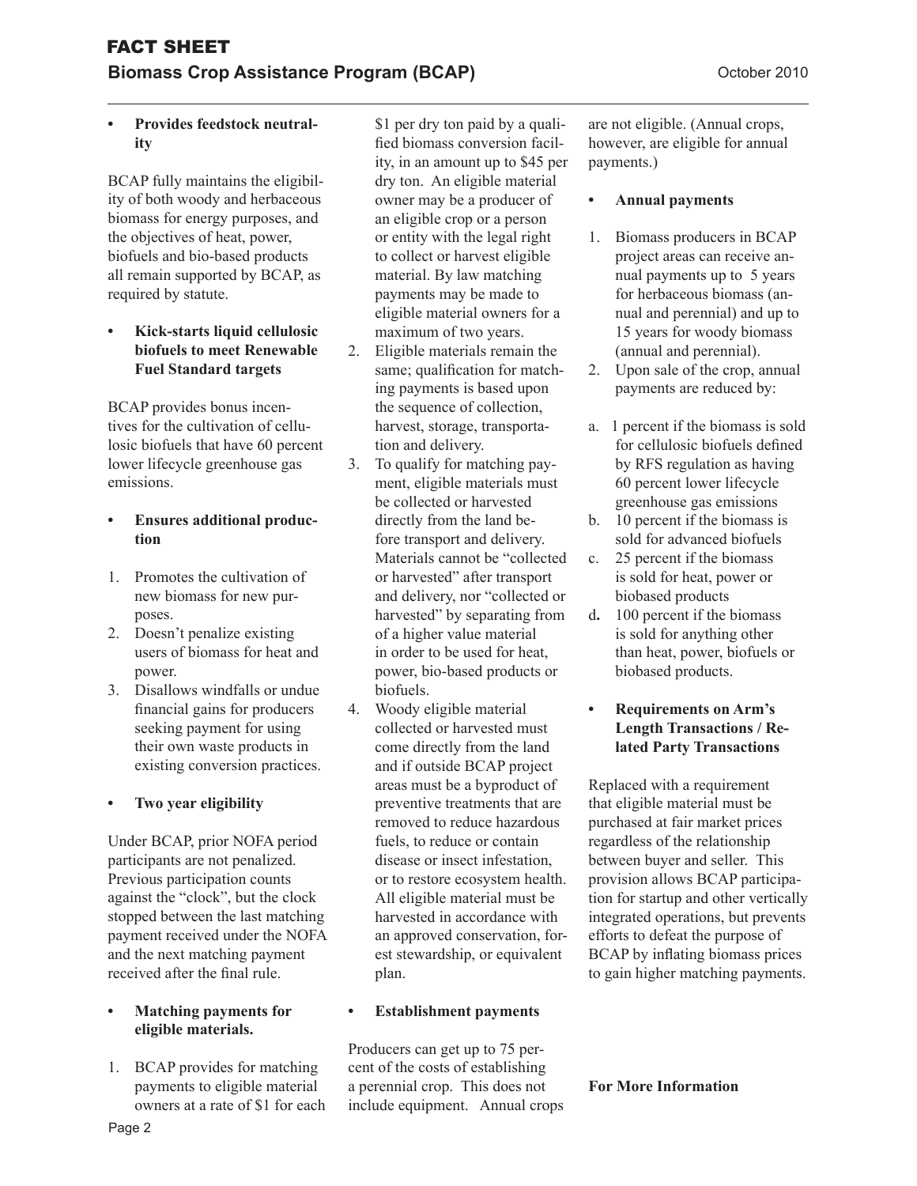- **Provides feedstock neutrality**

BCAP fully maintains the eligibility of both woody and herbaceous biomass for energy purposes, and the objectives of heat, power, biofuels and bio-based products all remain supported by BCAP, as required by statute.

- **Kick-starts liquid cellulosic biofuels to meet Renewable Fuel Standard targets**

BCAP provides bonus incentives for the cultivation of cellulosic biofuels that have 60 percent lower lifecycle greenhouse gas emissions.

- **Ensures additional production**

1. Promotes the cultivation of new biomass for new purposes.
2. Doesn't penalize existing users of biomass for heat and power.
3. Disallows windfalls or undue financial gains for producers seeking payment for using their own waste products in existing conversion practices.

- **Two year eligibility**

Under BCAP, prior NOFA period participants are not penalized. Previous participation counts against the "clock", but the clock stopped between the last matching payment received under the NOFA and the next matching payment received after the final rule.

- **Matching payments for eligible materials.**

1. BCAP provides for matching payments to eligible material owners at a rate of $1 for each $1 per dry ton paid by a qualified biomass conversion facility, in an amount up to $45 per dry ton. An eligible material owner may be a producer of an eligible crop or a person or entity with the legal right to collect or harvest eligible material. By law matching payments may be made to eligible material owners for a maximum of two years.
2. Eligible materials remain the same; qualification for matching payments is based upon the sequence of collection, harvest, storage, transportation and delivery.
3. To qualify for matching payment, eligible materials must be collected or harvested directly from the land before transport and delivery. Materials cannot be "collected or harvested" after transport and delivery, nor "collected or harvested" by separating from of a higher value material in order to be used for heat, power, bio-based products or biofuels.
4. Woody eligible material collected or harvested must come directly from the land and if outside BCAP project areas must be a byproduct of preventive treatments that are removed to reduce hazardous fuels, to reduce or contain disease or insect infestation, or to restore ecosystem health. All eligible material must be harvested in accordance with an approved conservation, forest stewardship, or equivalent plan.

- **Establishment payments**

Producers can get up to 75 percent of the costs of establishing a perennial crop. This does not include equipment. Annual crops are not eligible. (Annual crops, however, are eligible for annual payments.)

- **Annual payments**

1. Biomass producers in BCAP project areas can receive annual payments up to 5 years for herbaceous biomass (annual and perennial) and up to 15 years for woody biomass (annual and perennial).
2. Upon sale of the crop, annual payments are reduced by:

   a. 1 percent if the biomass is sold for cellulosic biofuels defined by RFS regulation as having 60 percent lower lifecycle greenhouse gas emissions
   b. 10 percent if the biomass is sold for advanced biofuels
   c. 25 percent if the biomass is sold for heat, power or biobased products
   d. 100 percent if the biomass is sold for anything other than heat, power, biofuels or biobased products.

- **Requirements on Arm's Length Transactions / Related Party Transactions**

Replaced with a requirement that eligible material must be purchased at fair market prices regardless of the relationship between buyer and seller. This provision allows BCAP participation for startup and other vertically integrated operations, but prevents efforts to defeat the purpose of BCAP by inflating biomass prices to gain higher matching payments.

**For More Information**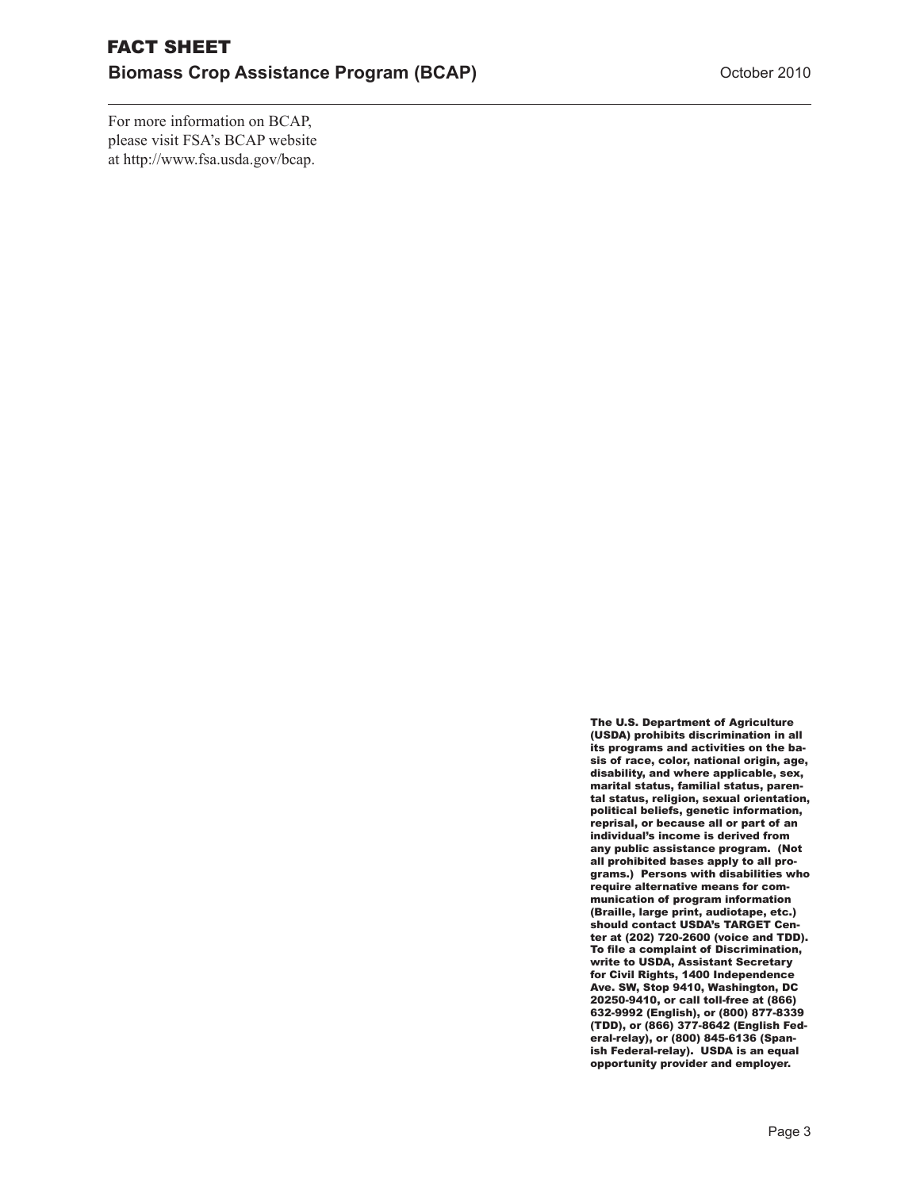For more information on BCAP, please visit FSA's BCAP website at http://www.fsa.usda.gov/bcap.

**The U.S. Department of Agriculture (USDA) prohibits discrimination in all its programs and activities on the basis of race, color, national origin, age, disability, and where applicable, sex, marital status, familial status, parental status, religion, sexual orientation, political beliefs, genetic information, reprisal, or because all or part of an individual's income is derived from any public assistance program. (Not all prohibited bases apply to all programs.) Persons with disabilities who require alternative means for communication of program information (Braille, large print, audiotape, etc.) should contact USDA's TARGET Center at (202) 720-2600 (voice and TDD). To file a complaint of Discrimination, write to USDA, Assistant Secretary for Civil Rights, 1400 Independence Ave. SW, Stop 9410, Washington, DC 20250-9410, or call toll-free at (866) 632-9992 (English), or (800) 877-8339 (TDD), or (866) 377-8642 (English Federal-relay), or (800) 845-6136 (Spanish Federal-relay). USDA is an equal opportunity provider and employer.**